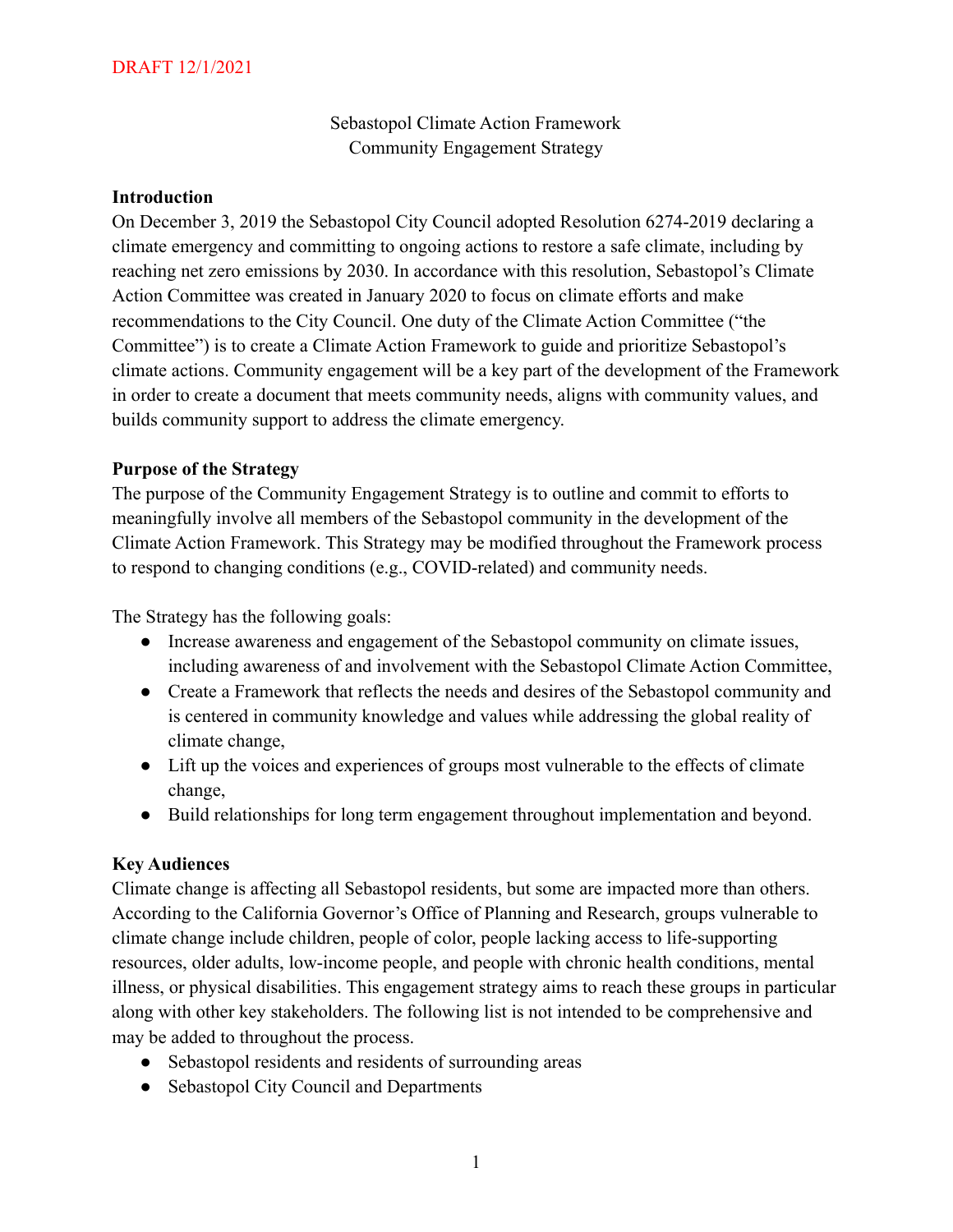DRAFT 12/1/2021

# Sebastopol Climate Action Framework
# Community Engagement Strategy

**Introduction**

On December 3, 2019 the Sebastopol City Council adopted Resolution 6274-2019 declaring a climate emergency and committing to ongoing actions to restore a safe climate, including by reaching net zero emissions by 2030. In accordance with this resolution, Sebastopol's Climate Action Committee was created in January 2020 to focus on climate efforts and make recommendations to the City Council. One duty of the Climate Action Committee ("the Committee") is to create a Climate Action Framework to guide and prioritize Sebastopol's climate actions. Community engagement will be a key part of the development of the Framework in order to create a document that meets community needs, aligns with community values, and builds community support to address the climate emergency.

**Purpose of the Strategy**

The purpose of the Community Engagement Strategy is to outline and commit to efforts to meaningfully involve all members of the Sebastopol community in the development of the Climate Action Framework. This Strategy may be modified throughout the Framework process to respond to changing conditions (e.g., COVID-related) and community needs.

The Strategy has the following goals:

- Increase awareness and engagement of the Sebastopol community on climate issues, including awareness of and involvement with the Sebastopol Climate Action Committee,
- Create a Framework that reflects the needs and desires of the Sebastopol community and is centered in community knowledge and values while addressing the global reality of climate change,
- Lift up the voices and experiences of groups most vulnerable to the effects of climate change,
- Build relationships for long term engagement throughout implementation and beyond.

**Key Audiences**

Climate change is affecting all Sebastopol residents, but some are impacted more than others. According to the California Governor's Office of Planning and Research, groups vulnerable to climate change include children, people of color, people lacking access to life-supporting resources, older adults, low-income people, and people with chronic health conditions, mental illness, or physical disabilities. This engagement strategy aims to reach these groups in particular along with other key stakeholders. The following list is not intended to be comprehensive and may be added to throughout the process.

- Sebastopol residents and residents of surrounding areas
- Sebastopol City Council and Departments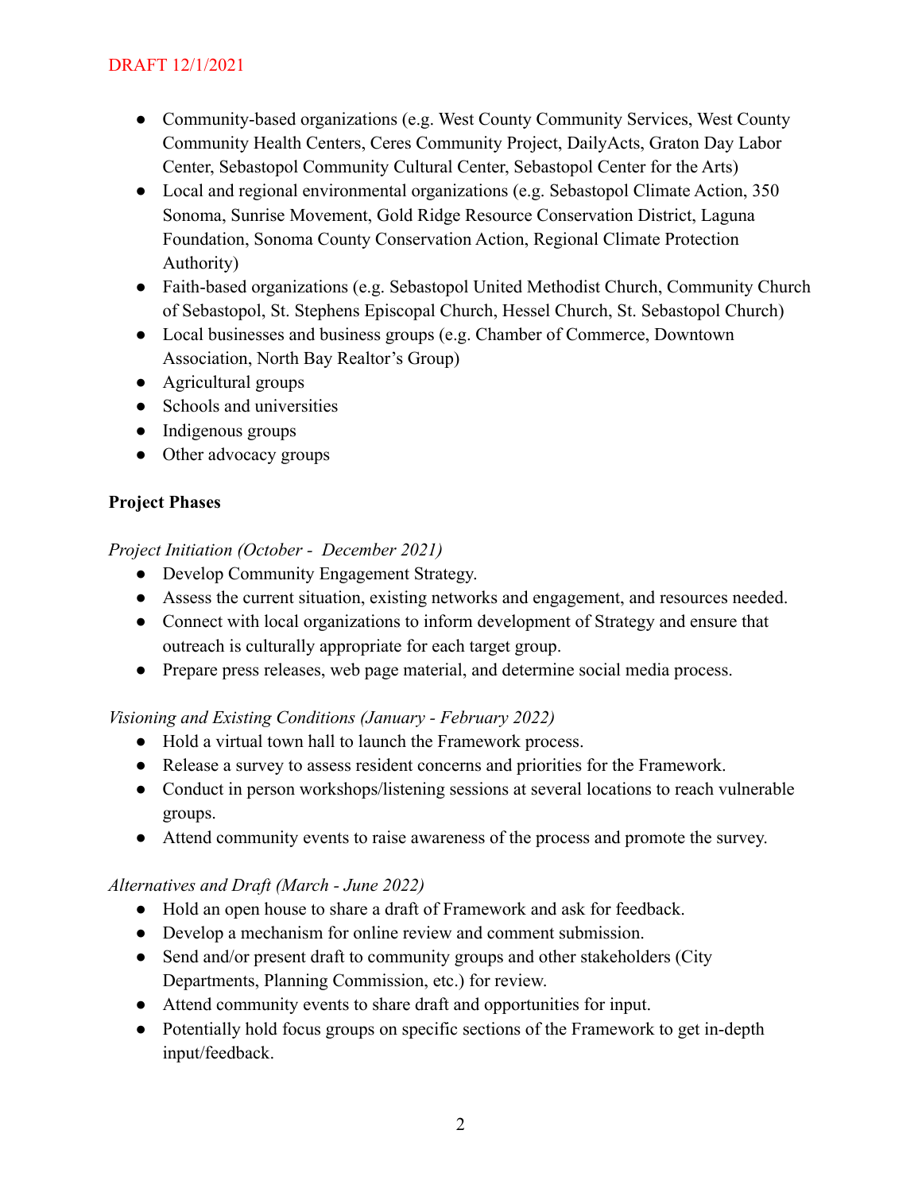- Community-based organizations (e.g. West County Community Services, West County Community Health Centers, Ceres Community Project, DailyActs, Graton Day Labor Center, Sebastopol Community Cultural Center, Sebastopol Center for the Arts)
- Local and regional environmental organizations (e.g. Sebastopol Climate Action, 350 Sonoma, Sunrise Movement, Gold Ridge Resource Conservation District, Laguna Foundation, Sonoma County Conservation Action, Regional Climate Protection Authority)
- Faith-based organizations (e.g. Sebastopol United Methodist Church, Community Church of Sebastopol, St. Stephens Episcopal Church, Hessel Church, St. Sebastopol Church)
- Local businesses and business groups (e.g. Chamber of Commerce, Downtown Association, North Bay Realtor's Group)
- Agricultural groups
- Schools and universities
- Indigenous groups
- Other advocacy groups

**Project Phases**

*Project Initiation (October - December 2021)*

- Develop Community Engagement Strategy.
- Assess the current situation, existing networks and engagement, and resources needed.
- Connect with local organizations to inform development of Strategy and ensure that outreach is culturally appropriate for each target group.
- Prepare press releases, web page material, and determine social media process.

*Visioning and Existing Conditions (January - February 2022)*

- Hold a virtual town hall to launch the Framework process.
- Release a survey to assess resident concerns and priorities for the Framework.
- Conduct in person workshops/listening sessions at several locations to reach vulnerable groups.
- Attend community events to raise awareness of the process and promote the survey.

*Alternatives and Draft (March - June 2022)*

- Hold an open house to share a draft of Framework and ask for feedback.
- Develop a mechanism for online review and comment submission.
- Send and/or present draft to community groups and other stakeholders (City Departments, Planning Commission, etc.) for review.
- Attend community events to share draft and opportunities for input.
- Potentially hold focus groups on specific sections of the Framework to get in-depth input/feedback.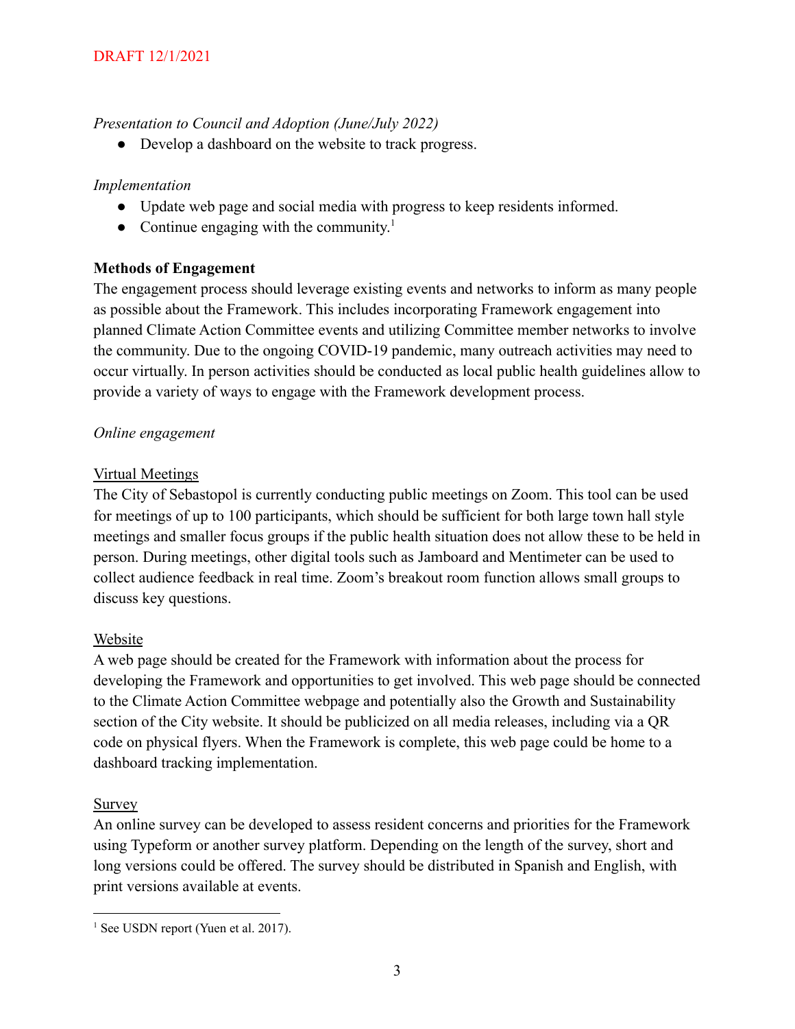DRAFT 12/1/2021

*Presentation to Council and Adoption (June/July 2022)*

- Develop a dashboard on the website to track progress.

*Implementation*

- Update web page and social media with progress to keep residents informed.
- Continue engaging with the community.[1]

**Methods of Engagement**

The engagement process should leverage existing events and networks to inform as many people as possible about the Framework. This includes incorporating Framework engagement into planned Climate Action Committee events and utilizing Committee member networks to involve the community. Due to the ongoing COVID-19 pandemic, many outreach activities may need to occur virtually. In person activities should be conducted as local public health guidelines allow to provide a variety of ways to engage with the Framework development process.

*Online engagement*

<u>Virtual Meetings</u>

The City of Sebastopol is currently conducting public meetings on Zoom. This tool can be used for meetings of up to 100 participants, which should be sufficient for both large town hall style meetings and smaller focus groups if the public health situation does not allow these to be held in person. During meetings, other digital tools such as Jamboard and Mentimeter can be used to collect audience feedback in real time. Zoom's breakout room function allows small groups to discuss key questions.

<u>Website</u>

A web page should be created for the Framework with information about the process for developing the Framework and opportunities to get involved. This web page should be connected to the Climate Action Committee webpage and potentially also the Growth and Sustainability section of the City website. It should be publicized on all media releases, including via a QR code on physical flyers. When the Framework is complete, this web page could be home to a dashboard tracking implementation.

<u>Survey</u>

An online survey can be developed to assess resident concerns and priorities for the Framework using Typeform or another survey platform. Depending on the length of the survey, short and long versions could be offered. The survey should be distributed in Spanish and English, with print versions available at events.

---

[1] See USDN report (Yuen et al. 2017).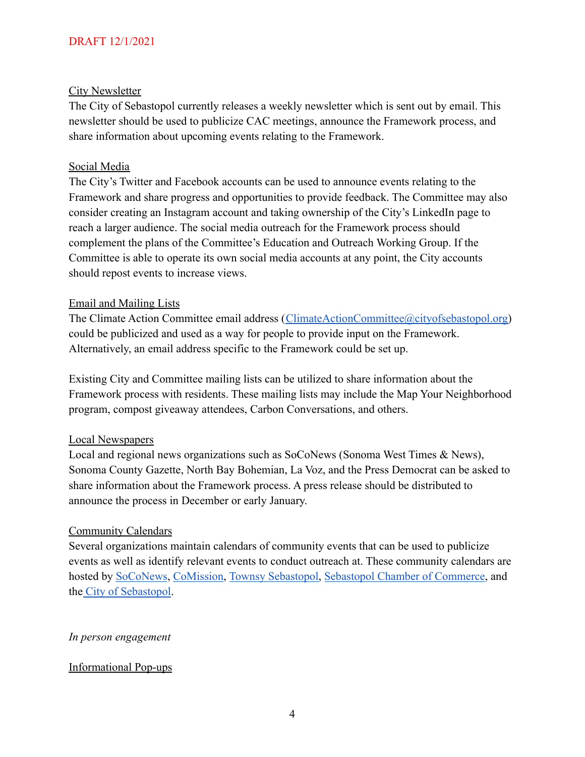DRAFT 12/1/2021

City Newsletter

The City of Sebastopol currently releases a weekly newsletter which is sent out by email. This newsletter should be used to publicize CAC meetings, announce the Framework process, and share information about upcoming events relating to the Framework.

Social Media

The City's Twitter and Facebook accounts can be used to announce events relating to the Framework and share progress and opportunities to provide feedback. The Committee may also consider creating an Instagram account and taking ownership of the City's LinkedIn page to reach a larger audience. The social media outreach for the Framework process should complement the plans of the Committee's Education and Outreach Working Group. If the Committee is able to operate its own social media accounts at any point, the City accounts should repost events to increase views.

Email and Mailing Lists

The Climate Action Committee email address (ClimateActionCommittee@cityofsebastopol.org) could be publicized and used as a way for people to provide input on the Framework. Alternatively, an email address specific to the Framework could be set up.

Existing City and Committee mailing lists can be utilized to share information about the Framework process with residents. These mailing lists may include the Map Your Neighborhood program, compost giveaway attendees, Carbon Conversations, and others.

Local Newspapers

Local and regional news organizations such as SoCoNews (Sonoma West Times & News), Sonoma County Gazette, North Bay Bohemian, La Voz, and the Press Democrat can be asked to share information about the Framework process. A press release should be distributed to announce the process in December or early January.

Community Calendars

Several organizations maintain calendars of community events that can be used to publicize events as well as identify relevant events to conduct outreach at. These community calendars are hosted by SoCoNews, CoMission, Townsy Sebastopol, Sebastopol Chamber of Commerce, and the City of Sebastopol.

*In person engagement*

Informational Pop-ups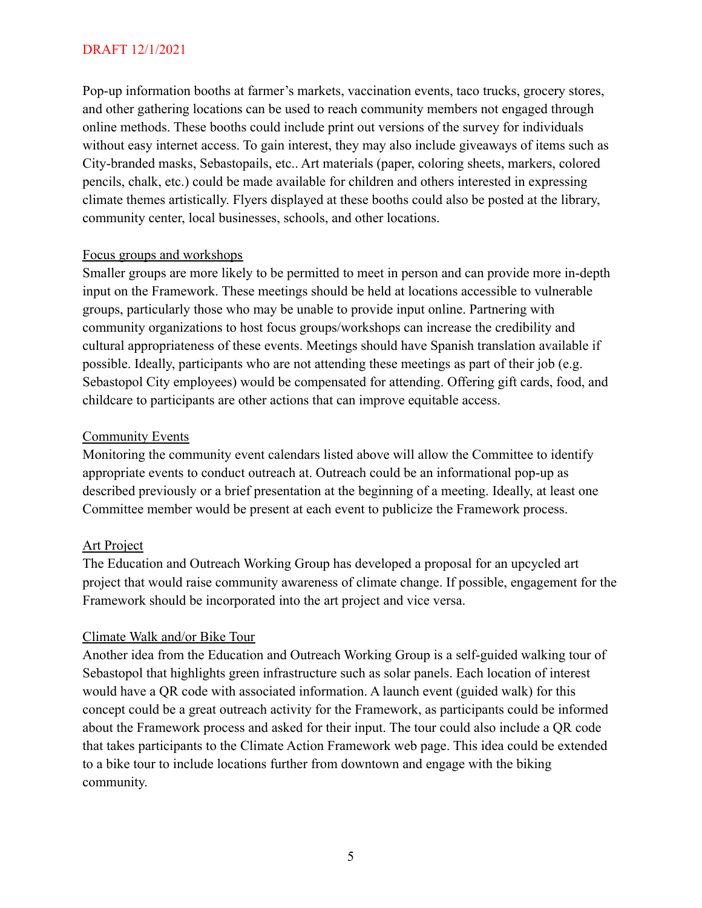DRAFT 12/1/2021

Pop-up information booths at farmer's markets, vaccination events, taco trucks, grocery stores, and other gathering locations can be used to reach community members not engaged through online methods. These booths could include print out versions of the survey for individuals without easy internet access. To gain interest, they may also include giveaways of items such as City-branded masks, Sebastopails, etc.. Art materials (paper, coloring sheets, markers, colored pencils, chalk, etc.) could be made available for children and others interested in expressing climate themes artistically. Flyers displayed at these booths could also be posted at the library, community center, local businesses, schools, and other locations.

<u>Focus groups and workshops</u>
Smaller groups are more likely to be permitted to meet in person and can provide more in-depth input on the Framework. These meetings should be held at locations accessible to vulnerable groups, particularly those who may be unable to provide input online. Partnering with community organizations to host focus groups/workshops can increase the credibility and cultural appropriateness of these events. Meetings should have Spanish translation available if possible. Ideally, participants who are not attending these meetings as part of their job (e.g. Sebastopol City employees) would be compensated for attending. Offering gift cards, food, and childcare to participants are other actions that can improve equitable access.

<u>Community Events</u>
Monitoring the community event calendars listed above will allow the Committee to identify appropriate events to conduct outreach at. Outreach could be an informational pop-up as described previously or a brief presentation at the beginning of a meeting. Ideally, at least one Committee member would be present at each event to publicize the Framework process.

<u>Art Project</u>
The Education and Outreach Working Group has developed a proposal for an upcycled art project that would raise community awareness of climate change. If possible, engagement for the Framework should be incorporated into the art project and vice versa.

<u>Climate Walk and/or Bike Tour</u>
Another idea from the Education and Outreach Working Group is a self-guided walking tour of Sebastopol that highlights green infrastructure such as solar panels. Each location of interest would have a QR code with associated information. A launch event (guided walk) for this concept could be a great outreach activity for the Framework, as participants could be informed about the Framework process and asked for their input. The tour could also include a QR code that takes participants to the Climate Action Framework web page. This idea could be extended to a bike tour to include locations further from downtown and engage with the biking community.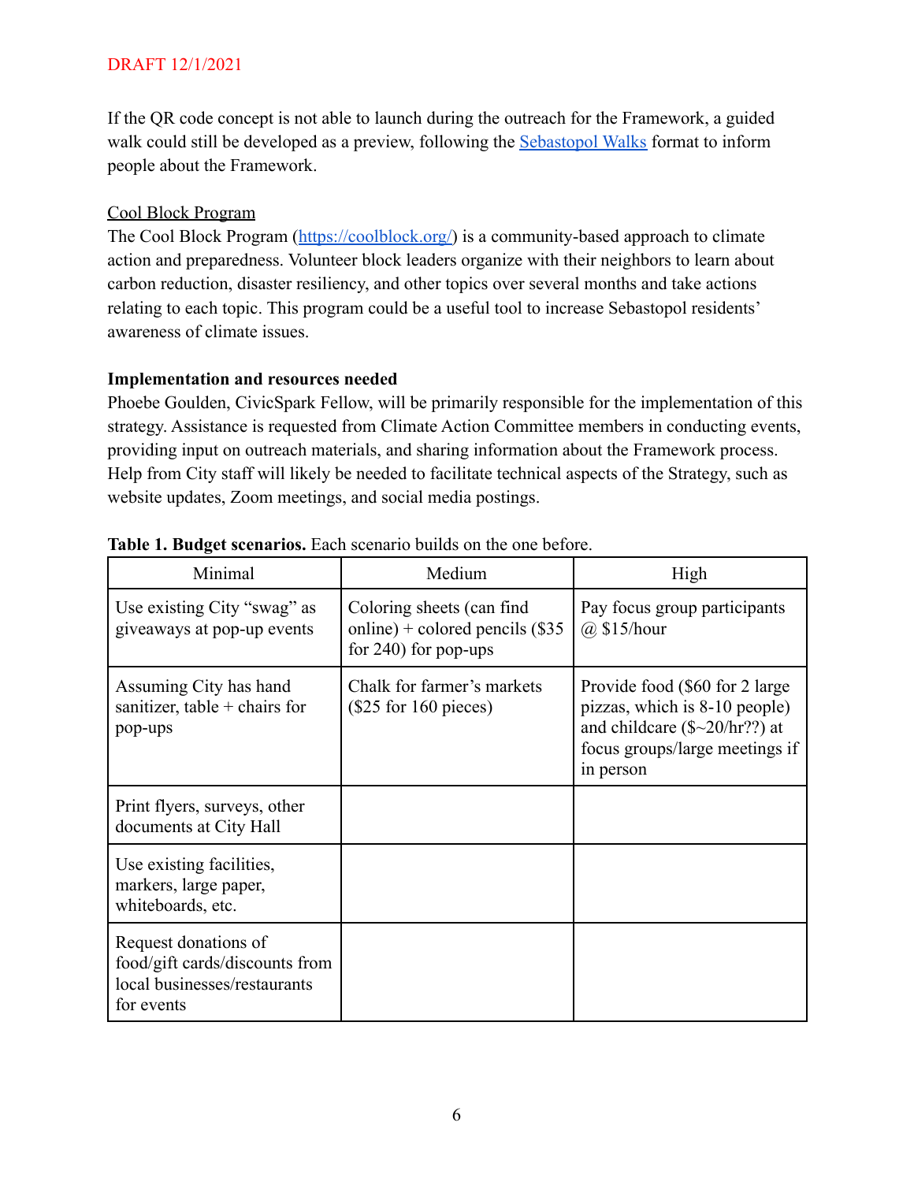DRAFT 12/1/2021

If the QR code concept is not able to launch during the outreach for the Framework, a guided walk could still be developed as a preview, following the [Sebastopol Walks](Sebastopol Walks) format to inform people about the Framework.

<u>Cool Block Program</u>

The Cool Block Program ([https://coolblock.org/](https://coolblock.org/)) is a community-based approach to climate action and preparedness. Volunteer block leaders organize with their neighbors to learn about carbon reduction, disaster resiliency, and other topics over several months and take actions relating to each topic. This program could be a useful tool to increase Sebastopol residents' awareness of climate issues.

**Implementation and resources needed**

Phoebe Goulden, CivicSpark Fellow, will be primarily responsible for the implementation of this strategy. Assistance is requested from Climate Action Committee members in conducting events, providing input on outreach materials, and sharing information about the Framework process. Help from City staff will likely be needed to facilitate technical aspects of the Strategy, such as website updates, Zoom meetings, and social media postings.

**Table 1. Budget scenarios.** Each scenario builds on the one before.

| Minimal | Medium | High |
|---|---|---|
| Use existing City "swag" as giveaways at pop-up events | Coloring sheets (can find online) + colored pencils ($35 for 240) for pop-ups | Pay focus group participants @ $15/hour |
| Assuming City has hand sanitizer, table + chairs for pop-ups | Chalk for farmer's markets ($25 for 160 pieces) | Provide food ($60 for 2 large pizzas, which is 8-10 people) and childcare ($~20/hr??) at focus groups/large meetings if in person |
| Print flyers, surveys, other documents at City Hall | | |
| Use existing facilities, markers, large paper, whiteboards, etc. | | |
| Request donations of food/gift cards/discounts from local businesses/restaurants for events | | |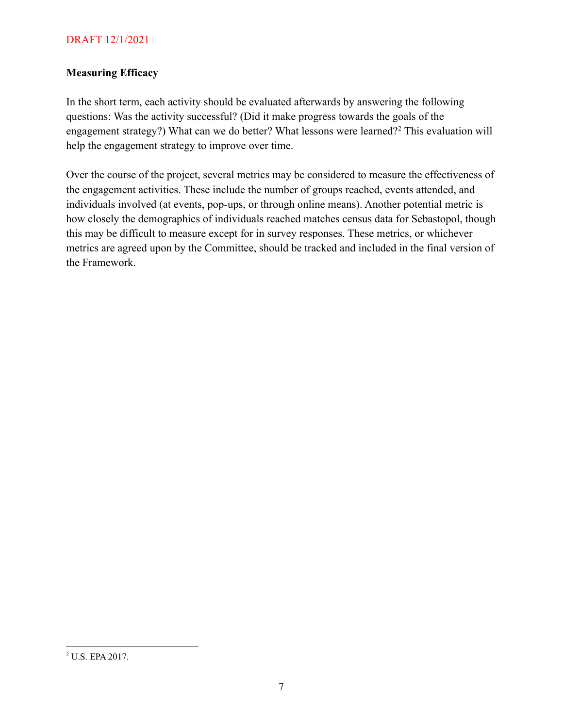DRAFT 12/1/2021

## Measuring Efficacy

In the short term, each activity should be evaluated afterwards by answering the following questions: Was the activity successful? (Did it make progress towards the goals of the engagement strategy?) What can we do better? What lessons were learned?[2] This evaluation will help the engagement strategy to improve over time.

Over the course of the project, several metrics may be considered to measure the effectiveness of the engagement activities. These include the number of groups reached, events attended, and individuals involved (at events, pop-ups, or through online means). Another potential metric is how closely the demographics of individuals reached matches census data for Sebastopol, though this may be difficult to measure except for in survey responses. These metrics, or whichever metrics are agreed upon by the Committee, should be tracked and included in the final version of the Framework.

---

[2] U.S. EPA 2017.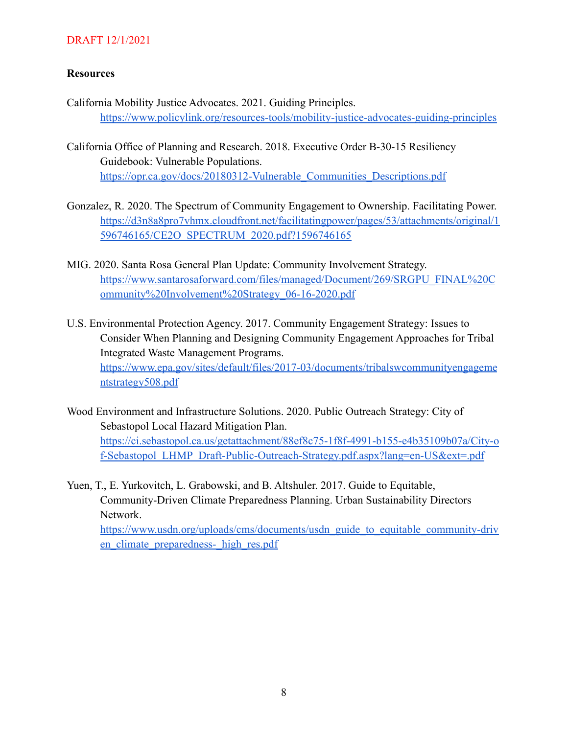DRAFT 12/1/2021

## Resources

California Mobility Justice Advocates. 2021. Guiding Principles. https://www.policylink.org/resources-tools/mobility-justice-advocates-guiding-principles

California Office of Planning and Research. 2018. Executive Order B-30-15 Resiliency Guidebook: Vulnerable Populations. https://opr.ca.gov/docs/20180312-Vulnerable_Communities_Descriptions.pdf

Gonzalez, R. 2020. The Spectrum of Community Engagement to Ownership. Facilitating Power. https://d3n8a8pro7vhmx.cloudfront.net/facilitatingpower/pages/53/attachments/original/1596746165/CE2O_SPECTRUM_2020.pdf?1596746165

MIG. 2020. Santa Rosa General Plan Update: Community Involvement Strategy. https://www.santarosaforward.com/files/managed/Document/269/SRGPU_FINAL%20Community%20Involvement%20Strategy_06-16-2020.pdf

U.S. Environmental Protection Agency. 2017. Community Engagement Strategy: Issues to Consider When Planning and Designing Community Engagement Approaches for Tribal Integrated Waste Management Programs. https://www.epa.gov/sites/default/files/2017-03/documents/tribalswcommunityengagementstrategy508.pdf

Wood Environment and Infrastructure Solutions. 2020. Public Outreach Strategy: City of Sebastopol Local Hazard Mitigation Plan. https://ci.sebastopol.ca.us/getattachment/88ef8c75-1f8f-4991-b155-e4b35109b07a/City-of-Sebastopol_LHMP_Draft-Public-Outreach-Strategy.pdf.aspx?lang=en-US&ext=.pdf

Yuen, T., E. Yurkovitch, L. Grabowski, and B. Altshuler. 2017. Guide to Equitable, Community-Driven Climate Preparedness Planning. Urban Sustainability Directors Network. https://www.usdn.org/uploads/cms/documents/usdn_guide_to_equitable_community-driven_climate_preparedness-_high_res.pdf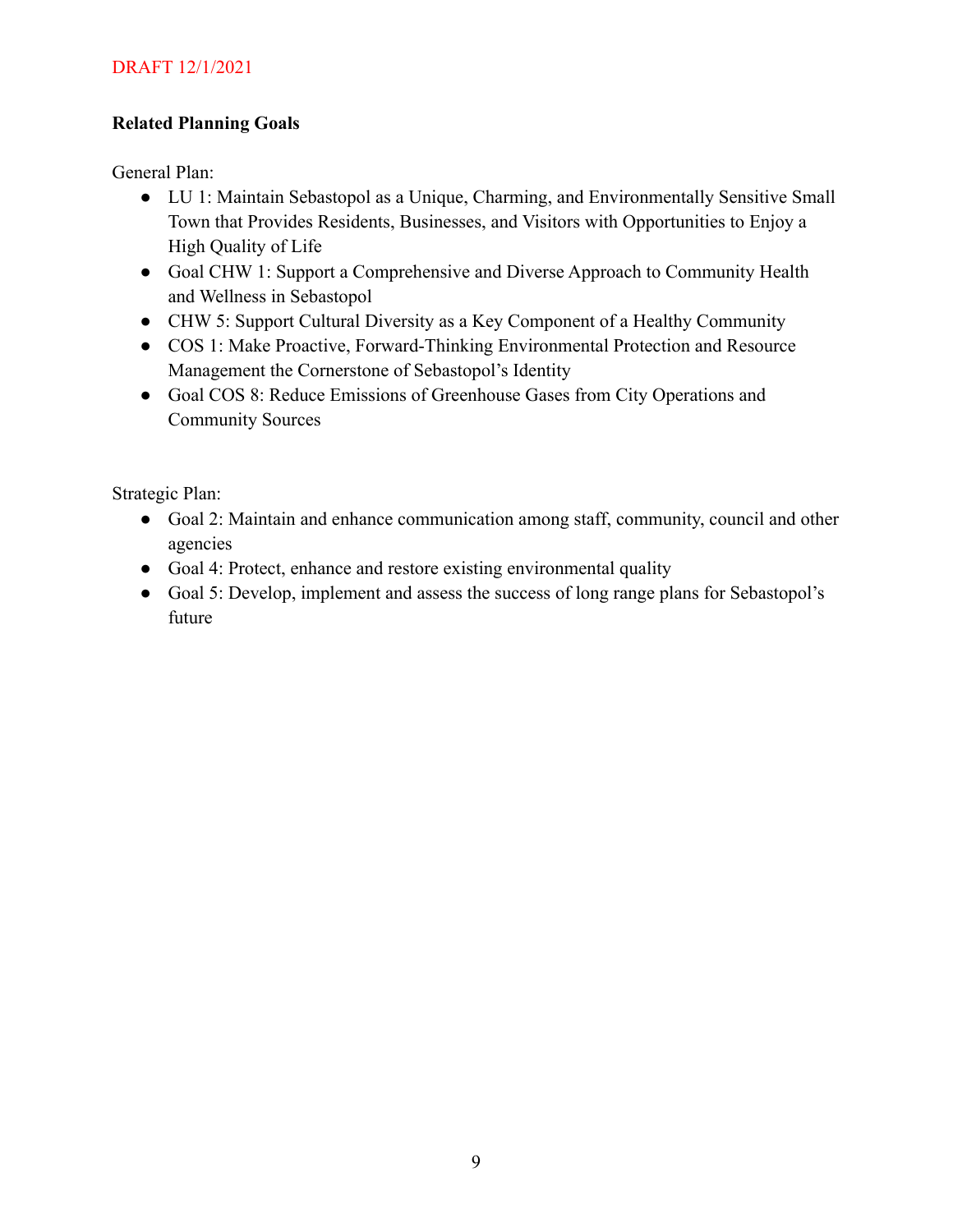DRAFT 12/1/2021

**Related Planning Goals**

General Plan:

- LU 1: Maintain Sebastopol as a Unique, Charming, and Environmentally Sensitive Small Town that Provides Residents, Businesses, and Visitors with Opportunities to Enjoy a High Quality of Life
- Goal CHW 1: Support a Comprehensive and Diverse Approach to Community Health and Wellness in Sebastopol
- CHW 5: Support Cultural Diversity as a Key Component of a Healthy Community
- COS 1: Make Proactive, Forward-Thinking Environmental Protection and Resource Management the Cornerstone of Sebastopol's Identity
- Goal COS 8: Reduce Emissions of Greenhouse Gases from City Operations and Community Sources

Strategic Plan:

- Goal 2: Maintain and enhance communication among staff, community, council and other agencies
- Goal 4: Protect, enhance and restore existing environmental quality
- Goal 5: Develop, implement and assess the success of long range plans for Sebastopol's future